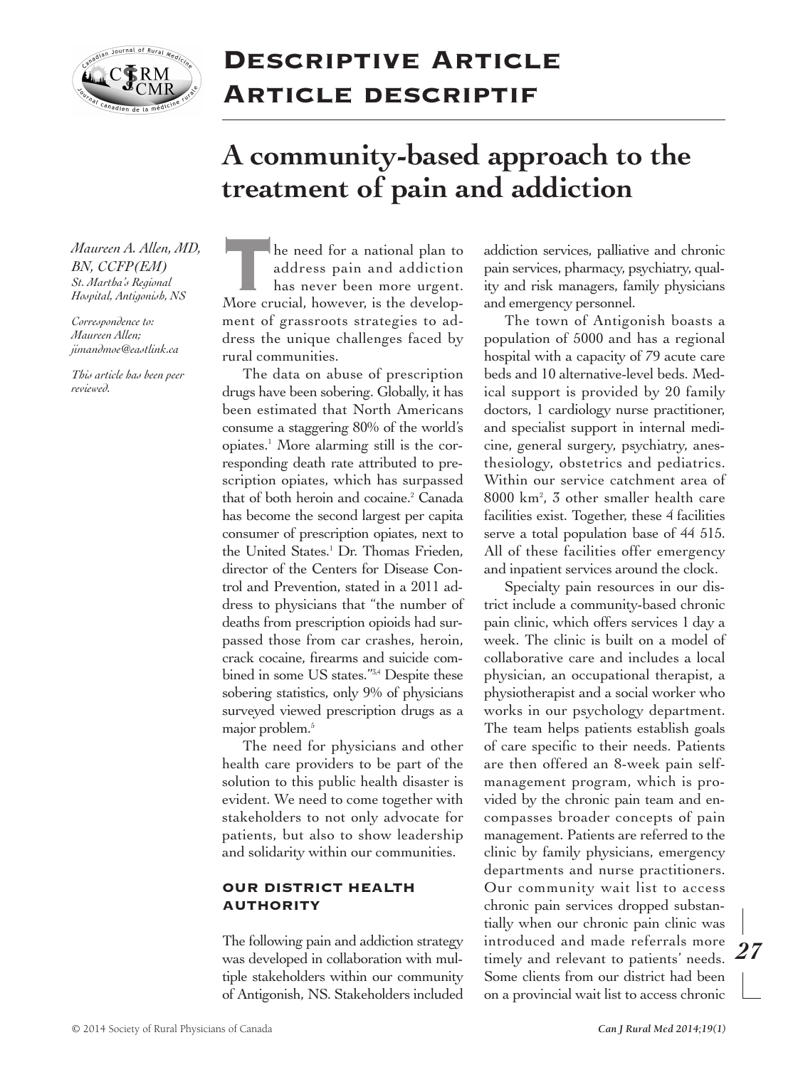# Descriptive Article
# Article descriptif

## A community-based approach to the treatment of pain and addiction

*Maureen A. Allen, MD, BN, CCFP(EM)*
*St. Martha's Regional Hospital, Antigonish, NS*

*Correspondence to: Maureen Allen; jimandmoe@eastlink.ca*

*This article has been peer reviewed.*

The need for a national plan to address pain and addiction has never been more urgent. More crucial, however, is the development of grassroots strategies to address the unique challenges faced by rural communities.

The data on abuse of prescription drugs have been sobering. Globally, it has been estimated that North Americans consume a staggering 80% of the world's opiates.[1] More alarming still is the corresponding death rate attributed to prescription opiates, which has surpassed that of both heroin and cocaine.[2] Canada has become the second largest per capita consumer of prescription opiates, next to the United States.[1] Dr. Thomas Frieden, director of the Centers for Disease Control and Prevention, stated in a 2011 address to physicians that "the number of deaths from prescription opioids had surpassed those from car crashes, heroin, crack cocaine, firearms and suicide combined in some US states."[3,4] Despite these sobering statistics, only 9% of physicians surveyed viewed prescription drugs as a major problem.[5]

The need for physicians and other health care providers to be part of the solution to this public health disaster is evident. We need to come together with stakeholders to not only advocate for patients, but also to show leadership and solidarity within our communities.

### Our district health authority

The following pain and addiction strategy was developed in collaboration with multiple stakeholders within our community of Antigonish, NS. Stakeholders included addiction services, palliative and chronic pain services, pharmacy, psychiatry, quality and risk managers, family physicians and emergency personnel.

The town of Antigonish boasts a population of 5000 and has a regional hospital with a capacity of 79 acute care beds and 10 alternative-level beds. Medical support is provided by 20 family doctors, 1 cardiology nurse practitioner, and specialist support in internal medicine, general surgery, psychiatry, anesthesiology, obstetrics and pediatrics. Within our service catchment area of 8000 km$^2$, 3 other smaller health care facilities exist. Together, these 4 facilities serve a total population base of 44 515. All of these facilities offer emergency and inpatient services around the clock.

Specialty pain resources in our district include a community-based chronic pain clinic, which offers services 1 day a week. The clinic is built on a model of collaborative care and includes a local physician, an occupational therapist, a physiotherapist and a social worker who works in our psychology department. The team helps patients establish goals of care specific to their needs. Patients are then offered an 8-week pain self-management program, which is provided by the chronic pain team and encompasses broader concepts of pain management. Patients are referred to the clinic by family physicians, emergency departments and nurse practitioners. Our community wait list to access chronic pain services dropped substantially when our chronic pain clinic was introduced and made referrals more timely and relevant to patients' needs. Some clients from our district had been on a provincial wait list to access chronic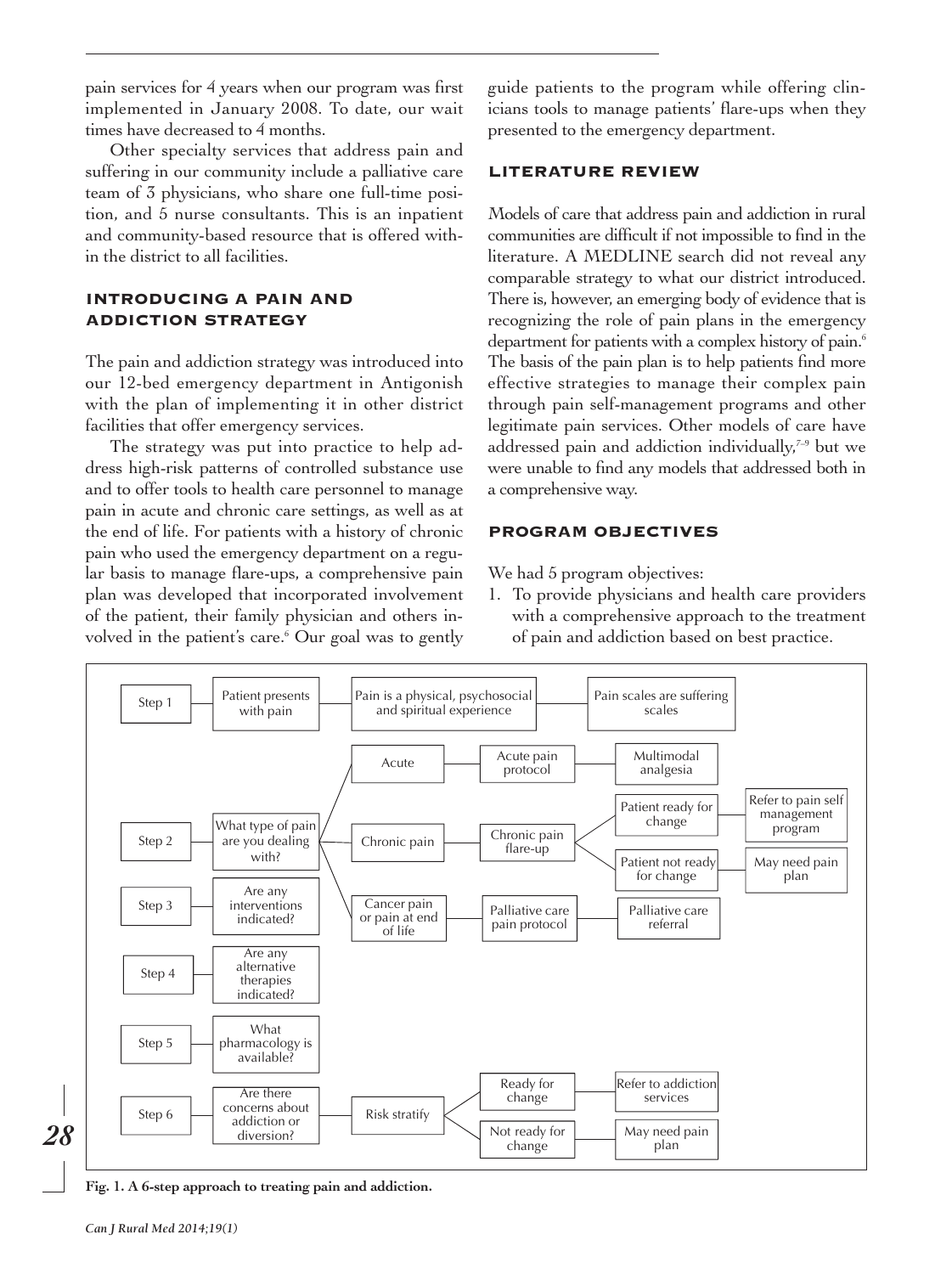pain services for 4 years when our program was first implemented in January 2008. To date, our wait times have decreased to 4 months.

Other specialty services that address pain and suffering in our community include a palliative care team of 3 physicians, who share one full-time position, and 5 nurse consultants. This is an inpatient and community-based resource that is offered within the district to all facilities.

## INTRODUCING A PAIN AND ADDICTION STRATEGY

The pain and addiction strategy was introduced into our 12-bed emergency department in Antigonish with the plan of implementing it in other district facilities that offer emergency services.

The strategy was put into practice to help address high-risk patterns of controlled substance use and to offer tools to health care personnel to manage pain in acute and chronic care settings, as well as at the end of life. For patients with a history of chronic pain who used the emergency department on a regular basis to manage flare-ups, a comprehensive pain plan was developed that incorporated involvement of the patient, their family physician and others involved in the patient's care.[6] Our goal was to gently guide patients to the program while offering clinicians tools to manage patients' flare-ups when they presented to the emergency department.

## LITERATURE REVIEW

Models of care that address pain and addiction in rural communities are difficult if not impossible to find in the literature. A MEDLINE search did not reveal any comparable strategy to what our district introduced. There is, however, an emerging body of evidence that is recognizing the role of pain plans in the emergency department for patients with a complex history of pain.[6] The basis of the pain plan is to help patients find more effective strategies to manage their complex pain through pain self-management programs and other legitimate pain services. Other models of care have addressed pain and addiction individually,[7–9] but we were unable to find any models that addressed both in a comprehensive way.

## PROGRAM OBJECTIVES

We had 5 program objectives:

1. To provide physicians and health care providers with a comprehensive approach to the treatment of pain and addiction based on best practice.

Step 1 — Patient presents with pain — Pain is a physical, psychosocial and spiritual experience — Pain scales are suffering scales

Step 2 — What type of pain are you dealing with?
- Acute — Acute pain protocol — Multimodal analgesia
- Chronic pain — Chronic pain flare-up
  - Patient ready for change — Refer to pain self management program
  - Patient not ready for change — May need pain plan
- Cancer pain or pain at end of life — Palliative care pain protocol — Palliative care referral

Step 3 — Are any interventions indicated?

Step 4 — Are any alternative therapies indicated?

Step 5 — What pharmacology is available?

Step 6 — Are there concerns about addiction or diversion? — Risk stratify
- Ready for change — Refer to addiction services
- Not ready for change — May need pain plan

**Fig. 1. A 6-step approach to treating pain and addiction.**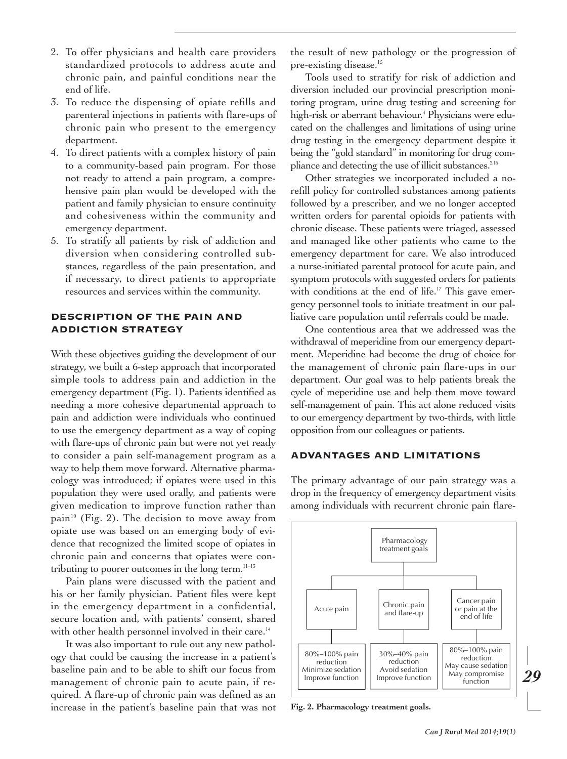2. To offer physicians and health care providers standardized protocols to address acute and chronic pain, and painful conditions near the end of life.
3. To reduce the dispensing of opiate refills and parenteral injections in patients with flare-ups of chronic pain who present to the emergency department.
4. To direct patients with a complex history of pain to a community-based pain program. For those not ready to attend a pain program, a comprehensive pain plan would be developed with the patient and family physician to ensure continuity and cohesiveness within the community and emergency department.
5. To stratify all patients by risk of addiction and diversion when considering controlled substances, regardless of the pain presentation, and if necessary, to direct patients to appropriate resources and services within the community.

## DESCRIPTION OF THE PAIN AND ADDICTION STRATEGY

With these objectives guiding the development of our strategy, we built a 6-step approach that incorporated simple tools to address pain and addiction in the emergency department (Fig. 1). Patients identified as needing a more cohesive departmental approach to pain and addiction were individuals who continued to use the emergency department as a way of coping with flare-ups of chronic pain but were not yet ready to consider a pain self-management program as a way to help them move forward. Alternative pharmacology was introduced; if opiates were used in this population they were used orally, and patients were given medication to improve function rather than pain[10] (Fig. 2). The decision to move away from opiate use was based on an emerging body of evidence that recognized the limited scope of opiates in chronic pain and concerns that opiates were contributing to poorer outcomes in the long term.[11–13]

Pain plans were discussed with the patient and his or her family physician. Patient files were kept in the emergency department in a confidential, secure location and, with patients' consent, shared with other health personnel involved in their care.[14]

It was also important to rule out any new pathology that could be causing the increase in a patient's baseline pain and to be able to shift our focus from management of chronic pain to acute pain, if required. A flare-up of chronic pain was defined as an increase in the patient's baseline pain that was not the result of new pathology or the progression of pre-existing disease.[15]

Tools used to stratify for risk of addiction and diversion included our provincial prescription monitoring program, urine drug testing and screening for high-risk or aberrant behaviour.[4] Physicians were educated on the challenges and limitations of using urine drug testing in the emergency department despite it being the "gold standard" in monitoring for drug compliance and detecting the use of illicit substances.[2,16]

Other strategies we incorporated included a no-refill policy for controlled substances among patients followed by a prescriber, and we no longer accepted written orders for parental opioids for patients with chronic disease. These patients were triaged, assessed and managed like other patients who came to the emergency department for care. We also introduced a nurse-initiated parental protocol for acute pain, and symptom protocols with suggested orders for patients with conditions at the end of life.[17] This gave emergency personnel tools to initiate treatment in our palliative care population until referrals could be made.

One contentious area that we addressed was the withdrawal of meperidine from our emergency department. Meperidine had become the drug of choice for the management of chronic pain flare-ups in our department. Our goal was to help patients break the cycle of meperidine use and help them move toward self-management of pain. This act alone reduced visits to our emergency department by two-thirds, with little opposition from our colleagues or patients.

## ADVANTAGES AND LIMITATIONS

The primary advantage of our pain strategy was a drop in the frequency of emergency department visits among individuals with recurrent chronic pain flare-

| Pharmacology treatment goals | | |
|---|---|---|
| Acute pain | Chronic pain and flare-up | Cancer pain or pain at the end of life |
| 80%–100% pain reduction<br>Minimize sedation<br>Improve function | 30%–40% pain reduction<br>Avoid sedation<br>Improve function | 80%–100% pain reduction<br>May cause sedation<br>May compromise function |

**Fig. 2. Pharmacology treatment goals.**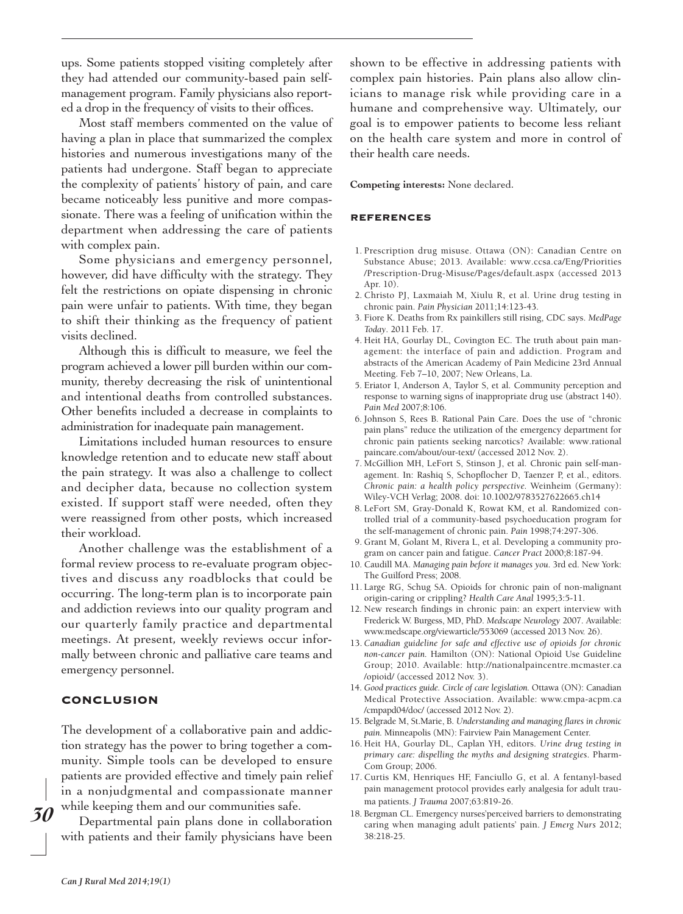ups. Some patients stopped visiting completely after they had attended our community-based pain self-management program. Family physicians also reported a drop in the frequency of visits to their offices.

Most staff members commented on the value of having a plan in place that summarized the complex histories and numerous investigations many of the patients had undergone. Staff began to appreciate the complexity of patients' history of pain, and care became noticeably less punitive and more compassionate. There was a feeling of unification within the department when addressing the care of patients with complex pain.

Some physicians and emergency personnel, however, did have difficulty with the strategy. They felt the restrictions on opiate dispensing in chronic pain were unfair to patients. With time, they began to shift their thinking as the frequency of patient visits declined.

Although this is difficult to measure, we feel the program achieved a lower pill burden within our community, thereby decreasing the risk of unintentional and intentional deaths from controlled substances. Other benefits included a decrease in complaints to administration for inadequate pain management.

Limitations included human resources to ensure knowledge retention and to educate new staff about the pain strategy. It was also a challenge to collect and decipher data, because no collection system existed. If support staff were needed, often they were reassigned from other posts, which increased their workload.

Another challenge was the establishment of a formal review process to re-evaluate program objectives and discuss any roadblocks that could be occurring. The long-term plan is to incorporate pain and addiction reviews into our quality program and our quarterly family practice and departmental meetings. At present, weekly reviews occur informally between chronic and palliative care teams and emergency personnel.

## CONCLUSION

The development of a collaborative pain and addiction strategy has the power to bring together a community. Simple tools can be developed to ensure patients are provided effective and timely pain relief in a nonjudgmental and compassionate manner while keeping them and our communities safe.

Departmental pain plans done in collaboration with patients and their family physicians have been shown to be effective in addressing patients with complex pain histories. Pain plans also allow clinicians to manage risk while providing care in a humane and comprehensive way. Ultimately, our goal is to empower patients to become less reliant on the health care system and more in control of their health care needs.

**Competing interests:** None declared.

## REFERENCES

1. Prescription drug misuse. Ottawa (ON): Canadian Centre on Substance Abuse; 2013. Available: www.ccsa.ca/Eng/Priorities/Prescription-Drug-Misuse/Pages/default.aspx (accessed 2013 Apr. 10).
2. Christo PJ, Laxmaiah M, Xiulu R, et al. Urine drug testing in chronic pain. *Pain Physician* 2011;14:123-43.
3. Fiore K. Deaths from Rx painkillers still rising, CDC says. *MedPage Today*. 2011 Feb. 17.
4. Heit HA, Gourlay DL, Covington EC. The truth about pain management: the interface of pain and addiction. Program and abstracts of the American Academy of Pain Medicine 23rd Annual Meeting. Feb 7–10, 2007; New Orleans, La.
5. Eriator I, Anderson A, Taylor S, et al. Community perception and response to warning signs of inappropriate drug use (abstract 140). *Pain Med* 2007;8:106.
6. Johnson S, Rees B. Rational Pain Care. Does the use of "chronic pain plans" reduce the utilization of the emergency department for chronic pain patients seeking narcotics? Available: www.rationalpaincare.com/about/our-text/ (accessed 2012 Nov. 2).
7. McGillion MH, LeFort S, Stinson J, et al. Chronic pain self-management. In: Rashiq S, Schopflocher D, Taenzer P, et al., editors. *Chronic pain: a health policy perspective.* Weinheim (Germany): Wiley-VCH Verlag; 2008. doi: 10.1002/9783527622665.ch14
8. LeFort SM, Gray-Donald K, Rowat KM, et al. Randomized controlled trial of a community-based psychoeducation program for the self-management of chronic pain. *Pain* 1998;74:297-306.
9. Grant M, Golant M, Rivera L, et al. Developing a community program on cancer pain and fatigue. *Cancer Pract* 2000;8:187-94.
10. Caudill MA. *Managing pain before it manages you.* 3rd ed. New York: The Guilford Press; 2008.
11. Large RG, Schug SA. Opioids for chronic pain of non-malignant origin-caring or crippling? *Health Care Anal* 1995;3:5-11.
12. New research findings in chronic pain: an expert interview with Frederick W. Burgess, MD, PhD. *Medscape Neurology* 2007. Available: www.medscape.org/viewarticle/553069 (accessed 2013 Nov. 26).
13. *Canadian guideline for safe and effective use of opioids for chronic non-cancer pain.* Hamilton (ON): National Opioid Use Guideline Group; 2010. Available: http://nationalpaincentre.mcmaster.ca/opioid/ (accessed 2012 Nov. 3).
14. *Good practices guide. Circle of care legislation.* Ottawa (ON): Canadian Medical Protective Association. Available: www.cmpa-acpm.ca/cmpapd04/doc/ (accessed 2012 Nov. 2).
15. Belgrade M, St.Marie, B. *Understanding and managing flares in chronic pain.* Minneapolis (MN): Fairview Pain Management Center.
16. Heit HA, Gourlay DL, Caplan YH, editors. *Urine drug testing in primary care: dispelling the myths and designing strategies*. Pharm-Com Group; 2006.
17. Curtis KM, Henriques HF, Fanciullo G, et al. A fentanyl-based pain management protocol provides early analgesia for adult trauma patients. *J Trauma* 2007;63:819-26.
18. Bergman CL. Emergency nurses'perceived barriers to demonstrating caring when managing adult patients' pain. *J Emerg Nurs* 2012; 38:218-25.